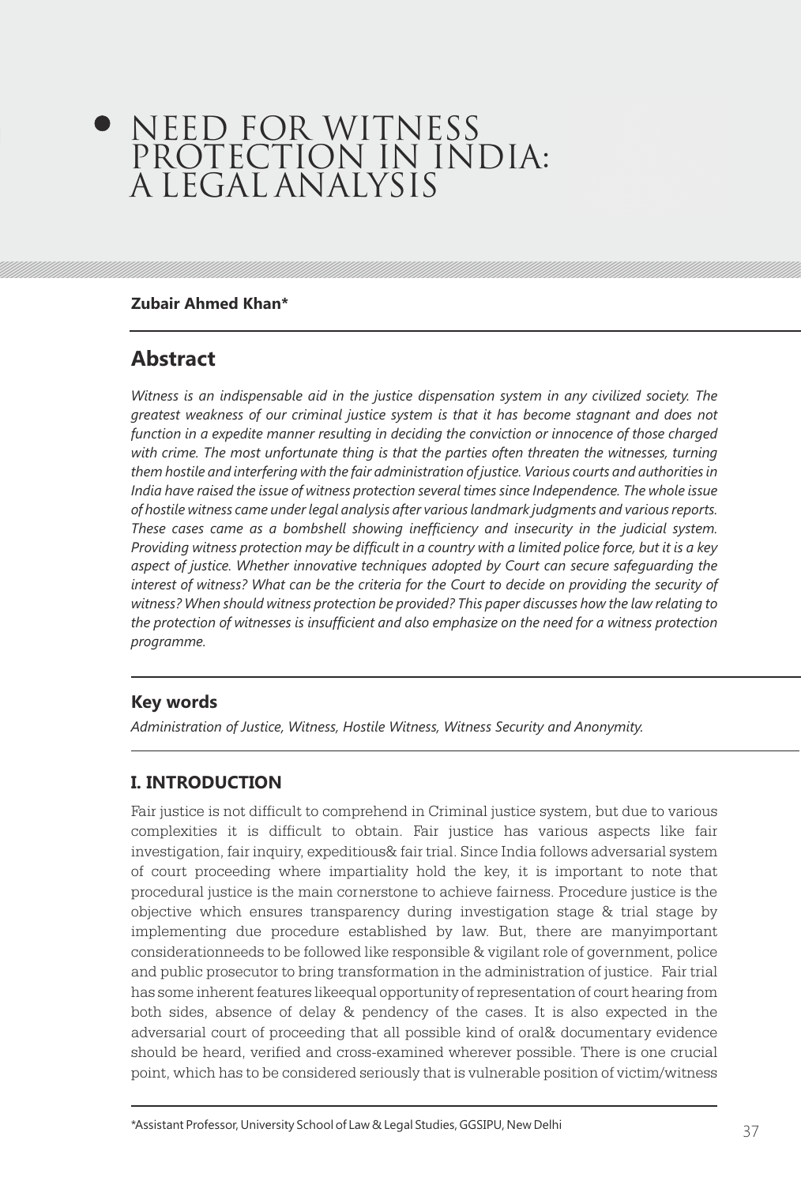# NEED FOR WITNESS PROTECTION IN INDIA: A LEGAL ANALYSIS

**Zubair Ahmed Khan***

## Abstract

*Witness is an indispensable aid in the justice dispensation system in any civilized society. The greatest weakness of our criminal justice system is that it has become stagnant and does not function in a expedite manner resulting in deciding the conviction or innocence of those charged with crime. The most unfortunate thing is that the parties often threaten the witnesses, turning them hostile and interfering with the fair administration of justice. Various courts and authorities in India have raised the issue of witness protection several times since Independence. The whole issue of hostile witness came under legal analysis after various landmark judgments and various reports. These cases came as a bombshell showing inefficiency and insecurity in the judicial system. Providing witness protection may be difficult in a country with a limited police force, but it is a key aspect of justice. Whether innovative techniques adopted by Court can secure safeguarding the interest of witness? What can be the criteria for the Court to decide on providing the security of witness? When should witness protection be provided? This paper discusses how the law relating to the protection of witnesses is insufficient and also emphasize on the need for a witness protection programme.*

### Key words

*Administration of Justice, Witness, Hostile Witness, Witness Security and Anonymity.*

## I. INTRODUCTION

Fair justice is not difficult to comprehend in Criminal justice system, but due to various complexities it is difficult to obtain. Fair justice has various aspects like fair investigation, fair inquiry, expeditious& fair trial. Since India follows adversarial system of court proceeding where impartiality hold the key, it is important to note that procedural justice is the main cornerstone to achieve fairness. Procedure justice is the objective which ensures transparency during investigation stage & trial stage by implementing due procedure established by law. But, there are manyimportant considerationneeds to be followed like responsible & vigilant role of government, police and public prosecutor to bring transformation in the administration of justice. Fair trial has some inherent features likeequal opportunity of representation of court hearing from both sides, absence of delay & pendency of the cases. It is also expected in the adversarial court of proceeding that all possible kind of oral& documentary evidence should be heard, verified and cross-examined wherever possible. There is one crucial point, which has to be considered seriously that is vulnerable position of victim/witness

*Assistant Professor, University School of Law & Legal Studies, GGSIPU, New Delhi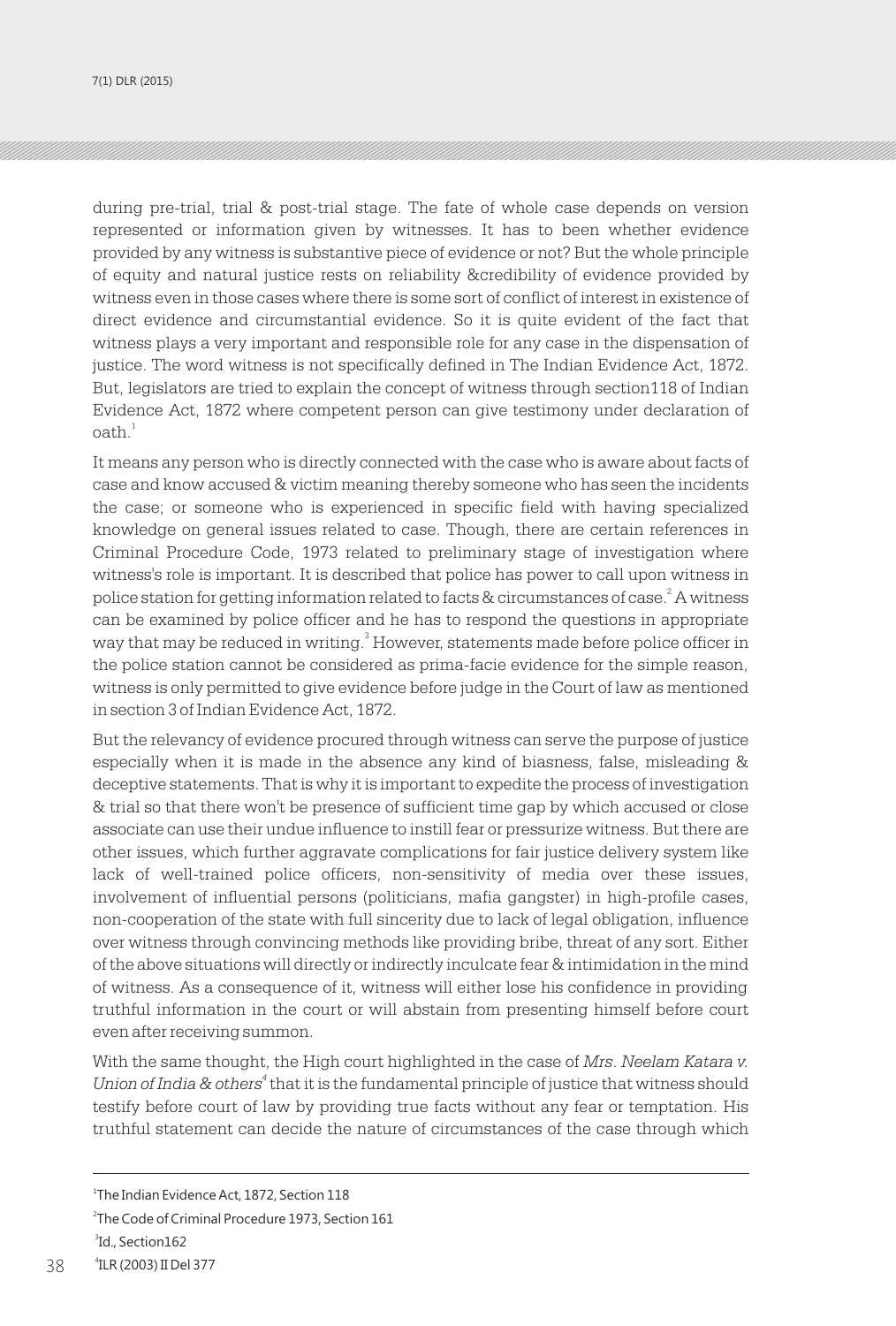during pre-trial, trial & post-trial stage. The fate of whole case depends on version represented or information given by witnesses. It has to been whether evidence provided by any witness is substantive piece of evidence or not? But the whole principle of equity and natural justice rests on reliability &credibility of evidence provided by witness even in those cases where there is some sort of conflict of interest in existence of direct evidence and circumstantial evidence. So it is quite evident of the fact that witness plays a very important and responsible role for any case in the dispensation of justice. The word witness is not specifically defined in The Indian Evidence Act, 1872. But, legislators are tried to explain the concept of witness through section118 of Indian Evidence Act, 1872 where competent person can give testimony under declaration of oath.[1]

It means any person who is directly connected with the case who is aware about facts of case and know accused & victim meaning thereby someone who has seen the incidents the case; or someone who is experienced in specific field with having specialized knowledge on general issues related to case. Though, there are certain references in Criminal Procedure Code, 1973 related to preliminary stage of investigation where witness's role is important. It is described that police has power to call upon witness in police station for getting information related to facts & circumstances of case.[2] A witness can be examined by police officer and he has to respond the questions in appropriate way that may be reduced in writing.[3] However, statements made before police officer in the police station cannot be considered as prima-facie evidence for the simple reason, witness is only permitted to give evidence before judge in the Court of law as mentioned in section 3 of Indian Evidence Act, 1872.

But the relevancy of evidence procured through witness can serve the purpose of justice especially when it is made in the absence any kind of biasness, false, misleading & deceptive statements. That is why it is important to expedite the process of investigation & trial so that there won't be presence of sufficient time gap by which accused or close associate can use their undue influence to instill fear or pressurize witness. But there are other issues, which further aggravate complications for fair justice delivery system like lack of well-trained police officers, non-sensitivity of media over these issues, involvement of influential persons (politicians, mafia gangster) in high-profile cases, non-cooperation of the state with full sincerity due to lack of legal obligation, influence over witness through convincing methods like providing bribe, threat of any sort. Either of the above situations will directly or indirectly inculcate fear & intimidation in the mind of witness. As a consequence of it, witness will either lose his confidence in providing truthful information in the court or will abstain from presenting himself before court even after receiving summon.

With the same thought, the High court highlighted in the case of *Mrs. Neelam Katara v. Union of India & others*[4] that it is the fundamental principle of justice that witness should testify before court of law by providing true facts without any fear or temptation. His truthful statement can decide the nature of circumstances of the case through which

---

[1] The Indian Evidence Act, 1872, Section 118

[2] The Code of Criminal Procedure 1973, Section 161

[3] Id., Section162

[4] ILR (2003) II Del 377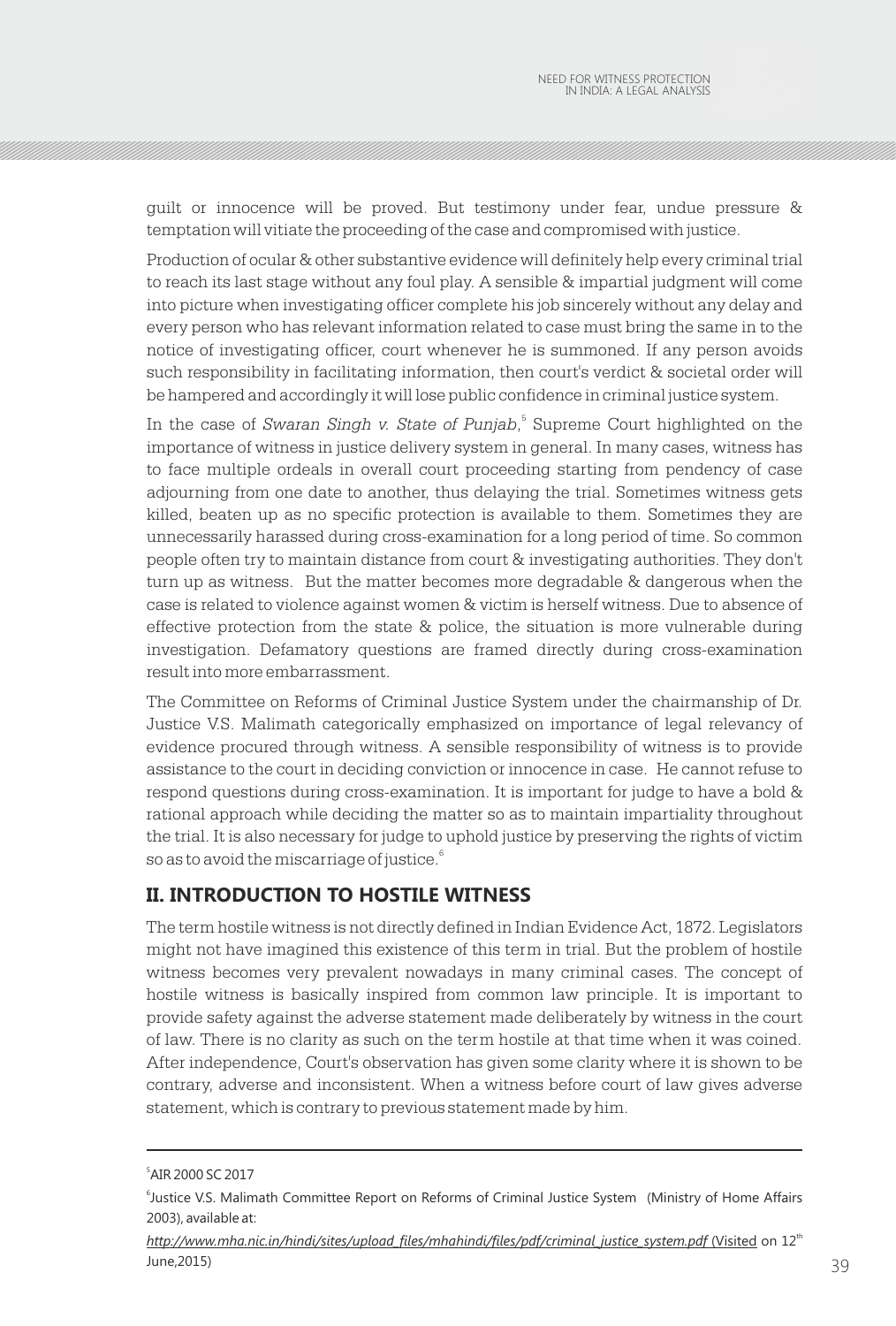guilt or innocence will be proved. But testimony under fear, undue pressure & temptation will vitiate the proceeding of the case and compromised with justice.

Production of ocular & other substantive evidence will definitely help every criminal trial to reach its last stage without any foul play. A sensible & impartial judgment will come into picture when investigating officer complete his job sincerely without any delay and every person who has relevant information related to case must bring the same in to the notice of investigating officer, court whenever he is summoned. If any person avoids such responsibility in facilitating information, then court's verdict & societal order will be hampered and accordingly it will lose public confidence in criminal justice system.

In the case of *Swaran Singh v. State of Punjab*,[5] Supreme Court highlighted on the importance of witness in justice delivery system in general. In many cases, witness has to face multiple ordeals in overall court proceeding starting from pendency of case adjourning from one date to another, thus delaying the trial. Sometimes witness gets killed, beaten up as no specific protection is available to them. Sometimes they are unnecessarily harassed during cross-examination for a long period of time. So common people often try to maintain distance from court & investigating authorities. They don't turn up as witness. But the matter becomes more degradable & dangerous when the case is related to violence against women & victim is herself witness. Due to absence of effective protection from the state & police, the situation is more vulnerable during investigation. Defamatory questions are framed directly during cross-examination result into more embarrassment.

The Committee on Reforms of Criminal Justice System under the chairmanship of Dr. Justice V.S. Malimath categorically emphasized on importance of legal relevancy of evidence procured through witness. A sensible responsibility of witness is to provide assistance to the court in deciding conviction or innocence in case. He cannot refuse to respond questions during cross-examination. It is important for judge to have a bold & rational approach while deciding the matter so as to maintain impartiality throughout the trial. It is also necessary for judge to uphold justice by preserving the rights of victim so as to avoid the miscarriage of justice.[6]

## II. INTRODUCTION TO HOSTILE WITNESS

The term hostile witness is not directly defined in Indian Evidence Act, 1872. Legislators might not have imagined this existence of this term in trial. But the problem of hostile witness becomes very prevalent nowadays in many criminal cases. The concept of hostile witness is basically inspired from common law principle. It is important to provide safety against the adverse statement made deliberately by witness in the court of law. There is no clarity as such on the term hostile at that time when it was coined. After independence, Court's observation has given some clarity where it is shown to be contrary, adverse and inconsistent. When a witness before court of law gives adverse statement, which is contrary to previous statement made by him.

---

[5] AIR 2000 SC 2017

[6] Justice V.S. Malimath Committee Report on Reforms of Criminal Justice System (Ministry of Home Affairs 2003), available at: *http://www.mha.nic.in/hindi/sites/upload_files/mhahindi/files/pdf/criminal_justice_system.pdf* (Visited on 12th June,2015)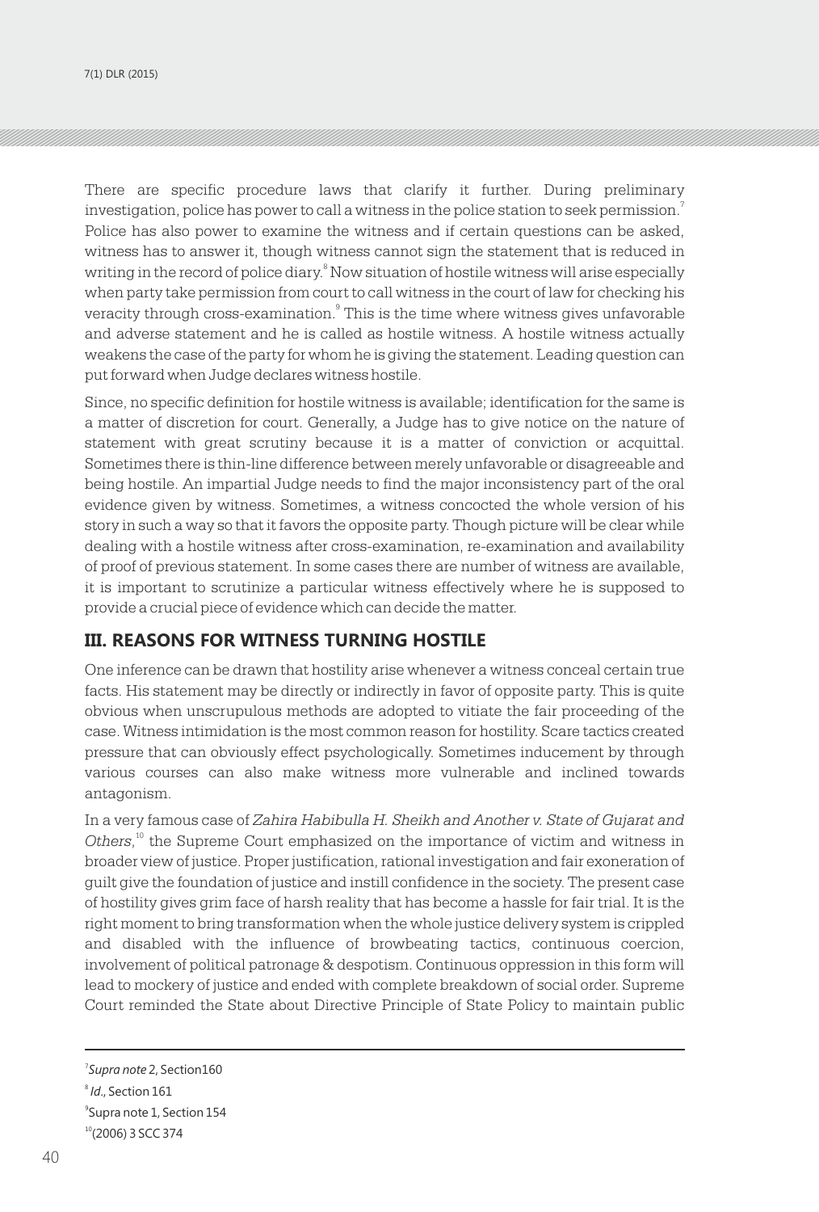There are specific procedure laws that clarify it further. During preliminary investigation, police has power to call a witness in the police station to seek permission.[7] Police has also power to examine the witness and if certain questions can be asked, witness has to answer it, though witness cannot sign the statement that is reduced in writing in the record of police diary.[8] Now situation of hostile witness will arise especially when party take permission from court to call witness in the court of law for checking his veracity through cross-examination.[9] This is the time where witness gives unfavorable and adverse statement and he is called as hostile witness. A hostile witness actually weakens the case of the party for whom he is giving the statement. Leading question can put forward when Judge declares witness hostile.

Since, no specific definition for hostile witness is available; identification for the same is a matter of discretion for court. Generally, a Judge has to give notice on the nature of statement with great scrutiny because it is a matter of conviction or acquittal. Sometimes there is thin-line difference between merely unfavorable or disagreeable and being hostile. An impartial Judge needs to find the major inconsistency part of the oral evidence given by witness. Sometimes, a witness concocted the whole version of his story in such a way so that it favors the opposite party. Though picture will be clear while dealing with a hostile witness after cross-examination, re-examination and availability of proof of previous statement. In some cases there are number of witness are available, it is important to scrutinize a particular witness effectively where he is supposed to provide a crucial piece of evidence which can decide the matter.

## III. REASONS FOR WITNESS TURNING HOSTILE

One inference can be drawn that hostility arise whenever a witness conceal certain true facts. His statement may be directly or indirectly in favor of opposite party. This is quite obvious when unscrupulous methods are adopted to vitiate the fair proceeding of the case. Witness intimidation is the most common reason for hostility. Scare tactics created pressure that can obviously effect psychologically. Sometimes inducement by through various courses can also make witness more vulnerable and inclined towards antagonism.

In a very famous case of *Zahira Habibulla H. Sheikh and Another v. State of Gujarat and Others*,[10] the Supreme Court emphasized on the importance of victim and witness in broader view of justice. Proper justification, rational investigation and fair exoneration of guilt give the foundation of justice and instill confidence in the society. The present case of hostility gives grim face of harsh reality that has become a hassle for fair trial. It is the right moment to bring transformation when the whole justice delivery system is crippled and disabled with the influence of browbeating tactics, continuous coercion, involvement of political patronage & despotism. Continuous oppression in this form will lead to mockery of justice and ended with complete breakdown of social order. Supreme Court reminded the State about Directive Principle of State Policy to maintain public

---

[7] *Supra note* 2, Section160

[8] *Id.*, Section 161

[9] Supra note 1, Section 154

[10] (2006) 3 SCC 374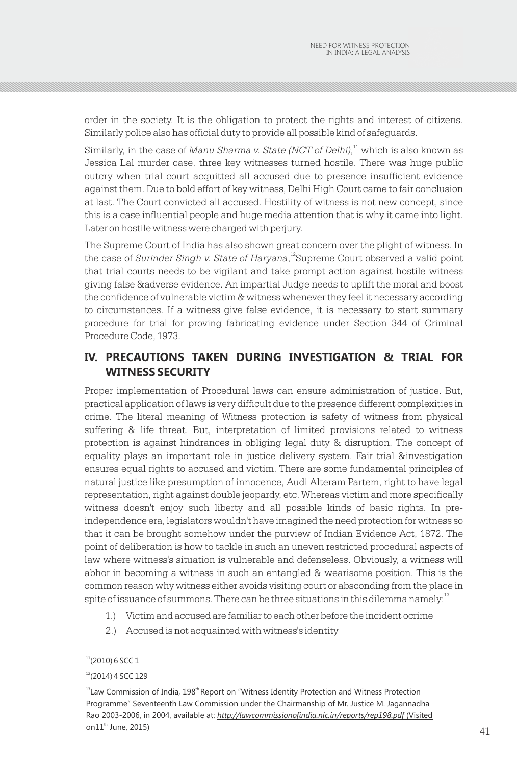order in the society. It is the obligation to protect the rights and interest of citizens. Similarly police also has official duty to provide all possible kind of safeguards.

Similarly, in the case of *Manu Sharma v. State (NCT of Delhi)*,[11] which is also known as Jessica Lal murder case, three key witnesses turned hostile. There was huge public outcry when trial court acquitted all accused due to presence insufficient evidence against them. Due to bold effort of key witness, Delhi High Court came to fair conclusion at last. The Court convicted all accused. Hostility of witness is not new concept, since this is a case influential people and huge media attention that is why it came into light. Later on hostile witness were charged with perjury.

The Supreme Court of India has also shown great concern over the plight of witness. In the case of *Surinder Singh v. State of Haryana*,[12] Supreme Court observed a valid point that trial courts needs to be vigilant and take prompt action against hostile witness giving false &adverse evidence. An impartial Judge needs to uplift the moral and boost the confidence of vulnerable victim & witness whenever they feel it necessary according to circumstances. If a witness give false evidence, it is necessary to start summary procedure for trial for proving fabricating evidence under Section 344 of Criminal Procedure Code, 1973.

## IV. PRECAUTIONS TAKEN DURING INVESTIGATION & TRIAL FOR WITNESS SECURITY

Proper implementation of Procedural laws can ensure administration of justice. But, practical application of laws is very difficult due to the presence different complexities in crime. The literal meaning of Witness protection is safety of witness from physical suffering & life threat. But, interpretation of limited provisions related to witness protection is against hindrances in obliging legal duty & disruption. The concept of equality plays an important role in justice delivery system. Fair trial &investigation ensures equal rights to accused and victim. There are some fundamental principles of natural justice like presumption of innocence, Audi Alteram Partem, right to have legal representation, right against double jeopardy, etc. Whereas victim and more specifically witness doesn't enjoy such liberty and all possible kinds of basic rights. In pre-independence era, legislators wouldn't have imagined the need protection for witness so that it can be brought somehow under the purview of Indian Evidence Act, 1872. The point of deliberation is how to tackle in such an uneven restricted procedural aspects of law where witness's situation is vulnerable and defenseless. Obviously, a witness will abhor in becoming a witness in such an entangled & wearisome position. This is the common reason why witness either avoids visiting court or absconding from the place in spite of issuance of summons. There can be three situations in this dilemma namely:[13]

1.) Victim and accused are familiar to each other before the incident ocrime
2.) Accused is not acquainted with witness's identity

---

[11](2010) 6 SCC 1

[12](2014) 4 SCC 129

[13]Law Commission of India, 198th Report on "Witness Identity Protection and Witness Protection Programme" Seventeenth Law Commission under the Chairmanship of Mr. Justice M. Jagannadha Rao 2003-2006, in 2004, available at: *http://lawcommissionofindia.nic.in/reports/rep198.pdf* (Visited on11th June, 2015)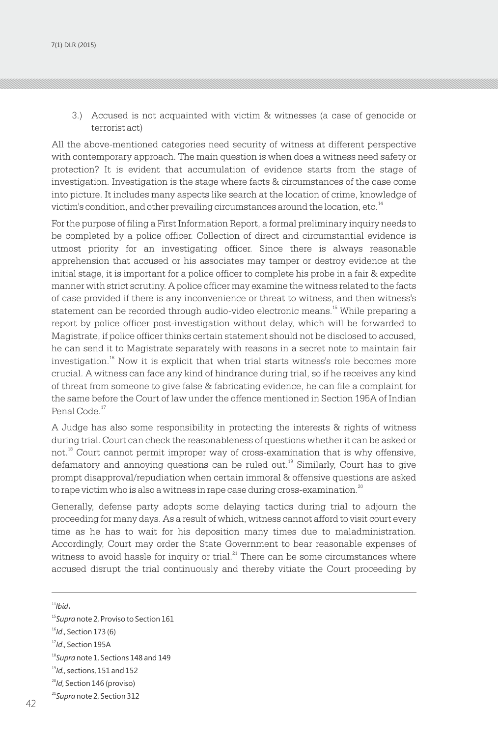3.) Accused is not acquainted with victim & witnesses (a case of genocide or terrorist act)

All the above-mentioned categories need security of witness at different perspective with contemporary approach. The main question is when does a witness need safety or protection? It is evident that accumulation of evidence starts from the stage of investigation. Investigation is the stage where facts & circumstances of the case come into picture. It includes many aspects like search at the location of crime, knowledge of victim's condition, and other prevailing circumstances around the location, etc.[14]

For the purpose of filing a First Information Report, a formal preliminary inquiry needs to be completed by a police officer. Collection of direct and circumstantial evidence is utmost priority for an investigating officer. Since there is always reasonable apprehension that accused or his associates may tamper or destroy evidence at the initial stage, it is important for a police officer to complete his probe in a fair & expedite manner with strict scrutiny. A police officer may examine the witness related to the facts of case provided if there is any inconvenience or threat to witness, and then witness's statement can be recorded through audio-video electronic means.[15] While preparing a report by police officer post-investigation without delay, which will be forwarded to Magistrate, if police officer thinks certain statement should not be disclosed to accused, he can send it to Magistrate separately with reasons in a secret note to maintain fair investigation.[16] Now it is explicit that when trial starts witness's role becomes more crucial. A witness can face any kind of hindrance during trial, so if he receives any kind of threat from someone to give false & fabricating evidence, he can file a complaint for the same before the Court of law under the offence mentioned in Section 195A of Indian Penal Code.[17]

A Judge has also some responsibility in protecting the interests & rights of witness during trial. Court can check the reasonableness of questions whether it can be asked or not.[18] Court cannot permit improper way of cross-examination that is why offensive, defamatory and annoying questions can be ruled out.[19] Similarly, Court has to give prompt disapproval/repudiation when certain immoral & offensive questions are asked to rape victim who is also a witness in rape case during cross-examination.[20]

Generally, defense party adopts some delaying tactics during trial to adjourn the proceeding for many days. As a result of which, witness cannot afford to visit court every time as he has to wait for his deposition many times due to maladministration. Accordingly, Court may order the State Government to bear reasonable expenses of witness to avoid hassle for inquiry or trial.[21] There can be some circumstances where accused disrupt the trial continuously and thereby vitiate the Court proceeding by

---

[14] *Ibid*.

[15] *Supra* note 2, Proviso to Section 161

[16] *Id*., Section 173 (6)

[17] *Id*., Section 195A

[18] *Supra* note 1, Sections 148 and 149

[19] *Id*., sections, 151 and 152

[20] *Id*, Section 146 (proviso)

[21] *Supra* note 2, Section 312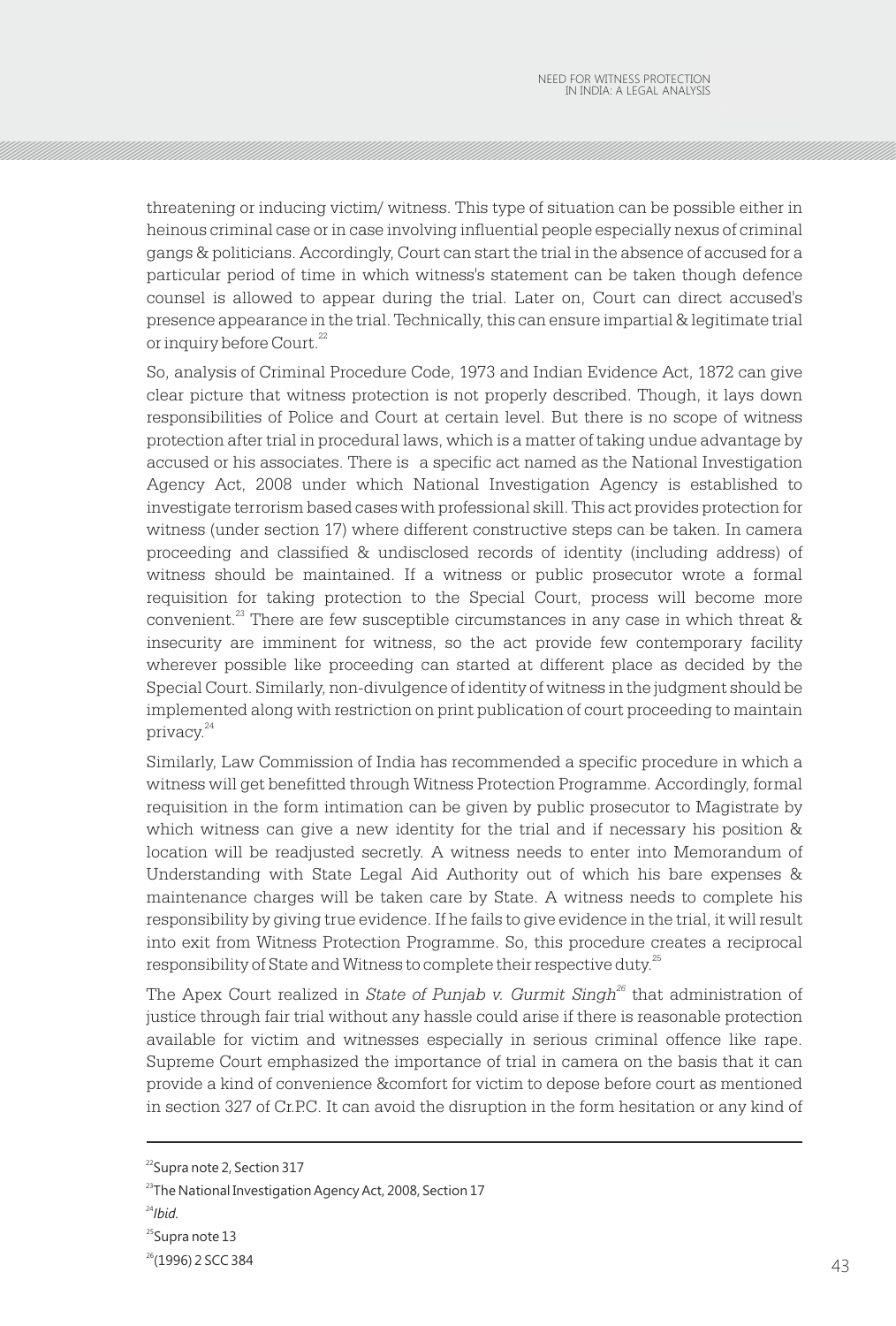threatening or inducing victim/ witness. This type of situation can be possible either in heinous criminal case or in case involving influential people especially nexus of criminal gangs & politicians. Accordingly, Court can start the trial in the absence of accused for a particular period of time in which witness's statement can be taken though defence counsel is allowed to appear during the trial. Later on, Court can direct accused's presence appearance in the trial. Technically, this can ensure impartial & legitimate trial or inquiry before Court.[22]

So, analysis of Criminal Procedure Code, 1973 and Indian Evidence Act, 1872 can give clear picture that witness protection is not properly described. Though, it lays down responsibilities of Police and Court at certain level. But there is no scope of witness protection after trial in procedural laws, which is a matter of taking undue advantage by accused or his associates. There is a specific act named as the National Investigation Agency Act, 2008 under which National Investigation Agency is established to investigate terrorism based cases with professional skill. This act provides protection for witness (under section 17) where different constructive steps can be taken. In camera proceeding and classified & undisclosed records of identity (including address) of witness should be maintained. If a witness or public prosecutor wrote a formal requisition for taking protection to the Special Court, process will become more convenient.[23] There are few susceptible circumstances in any case in which threat & insecurity are imminent for witness, so the act provide few contemporary facility wherever possible like proceeding can started at different place as decided by the Special Court. Similarly, non-divulgence of identity of witness in the judgment should be implemented along with restriction on print publication of court proceeding to maintain privacy.[24]

Similarly, Law Commission of India has recommended a specific procedure in which a witness will get benefitted through Witness Protection Programme. Accordingly, formal requisition in the form intimation can be given by public prosecutor to Magistrate by which witness can give a new identity for the trial and if necessary his position & location will be readjusted secretly. A witness needs to enter into Memorandum of Understanding with State Legal Aid Authority out of which his bare expenses & maintenance charges will be taken care by State. A witness needs to complete his responsibility by giving true evidence. If he fails to give evidence in the trial, it will result into exit from Witness Protection Programme. So, this procedure creates a reciprocal responsibility of State and Witness to complete their respective duty.[25]

The Apex Court realized in *State of Punjab v. Gurmit Singh*[26] that administration of justice through fair trial without any hassle could arise if there is reasonable protection available for victim and witnesses especially in serious criminal offence like rape. Supreme Court emphasized the importance of trial in camera on the basis that it can provide a kind of convenience &comfort for victim to depose before court as mentioned in section 327 of Cr.P.C. It can avoid the disruption in the form hesitation or any kind of

---

[22] Supra note 2, Section 317

[23] The National Investigation Agency Act, 2008, Section 17

[24] *Ibid.*

[25] Supra note 13

[26] (1996) 2 SCC 384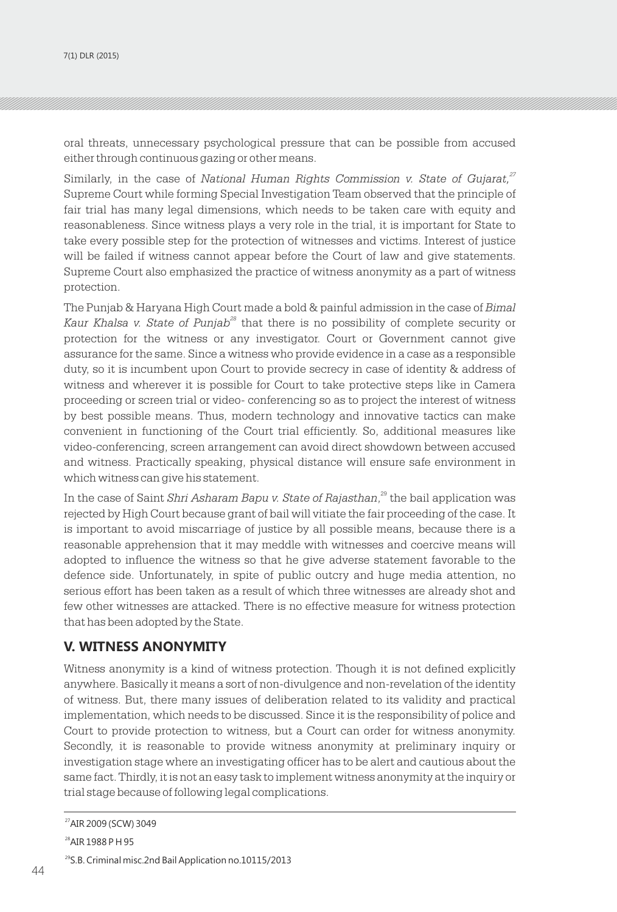oral threats, unnecessary psychological pressure that can be possible from accused either through continuous gazing or other means.

Similarly, in the case of *National Human Rights Commission v. State of Gujarat,*[27] Supreme Court while forming Special Investigation Team observed that the principle of fair trial has many legal dimensions, which needs to be taken care with equity and reasonableness. Since witness plays a very role in the trial, it is important for State to take every possible step for the protection of witnesses and victims. Interest of justice will be failed if witness cannot appear before the Court of law and give statements. Supreme Court also emphasized the practice of witness anonymity as a part of witness protection.

The Punjab & Haryana High Court made a bold & painful admission in the case of *Bimal Kaur Khalsa v. State of Punjab*[28] that there is no possibility of complete security or protection for the witness or any investigator. Court or Government cannot give assurance for the same. Since a witness who provide evidence in a case as a responsible duty, so it is incumbent upon Court to provide secrecy in case of identity & address of witness and wherever it is possible for Court to take protective steps like in Camera proceeding or screen trial or video- conferencing so as to project the interest of witness by best possible means. Thus, modern technology and innovative tactics can make convenient in functioning of the Court trial efficiently. So, additional measures like video-conferencing, screen arrangement can avoid direct showdown between accused and witness. Practically speaking, physical distance will ensure safe environment in which witness can give his statement.

In the case of Saint *Shri Asharam Bapu v. State of Rajasthan*,[29] the bail application was rejected by High Court because grant of bail will vitiate the fair proceeding of the case. It is important to avoid miscarriage of justice by all possible means, because there is a reasonable apprehension that it may meddle with witnesses and coercive means will adopted to influence the witness so that he give adverse statement favorable to the defence side. Unfortunately, in spite of public outcry and huge media attention, no serious effort has been taken as a result of which three witnesses are already shot and few other witnesses are attacked. There is no effective measure for witness protection that has been adopted by the State.

## V. WITNESS ANONYMITY

Witness anonymity is a kind of witness protection. Though it is not defined explicitly anywhere. Basically it means a sort of non-divulgence and non-revelation of the identity of witness. But, there many issues of deliberation related to its validity and practical implementation, which needs to be discussed. Since it is the responsibility of police and Court to provide protection to witness, but a Court can order for witness anonymity. Secondly, it is reasonable to provide witness anonymity at preliminary inquiry or investigation stage where an investigating officer has to be alert and cautious about the same fact. Thirdly, it is not an easy task to implement witness anonymity at the inquiry or trial stage because of following legal complications.

---

[27] AIR 2009 (SCW) 3049

[28] AIR 1988 P H 95

[29] S.B. Criminal misc.2nd Bail Application no.10115/2013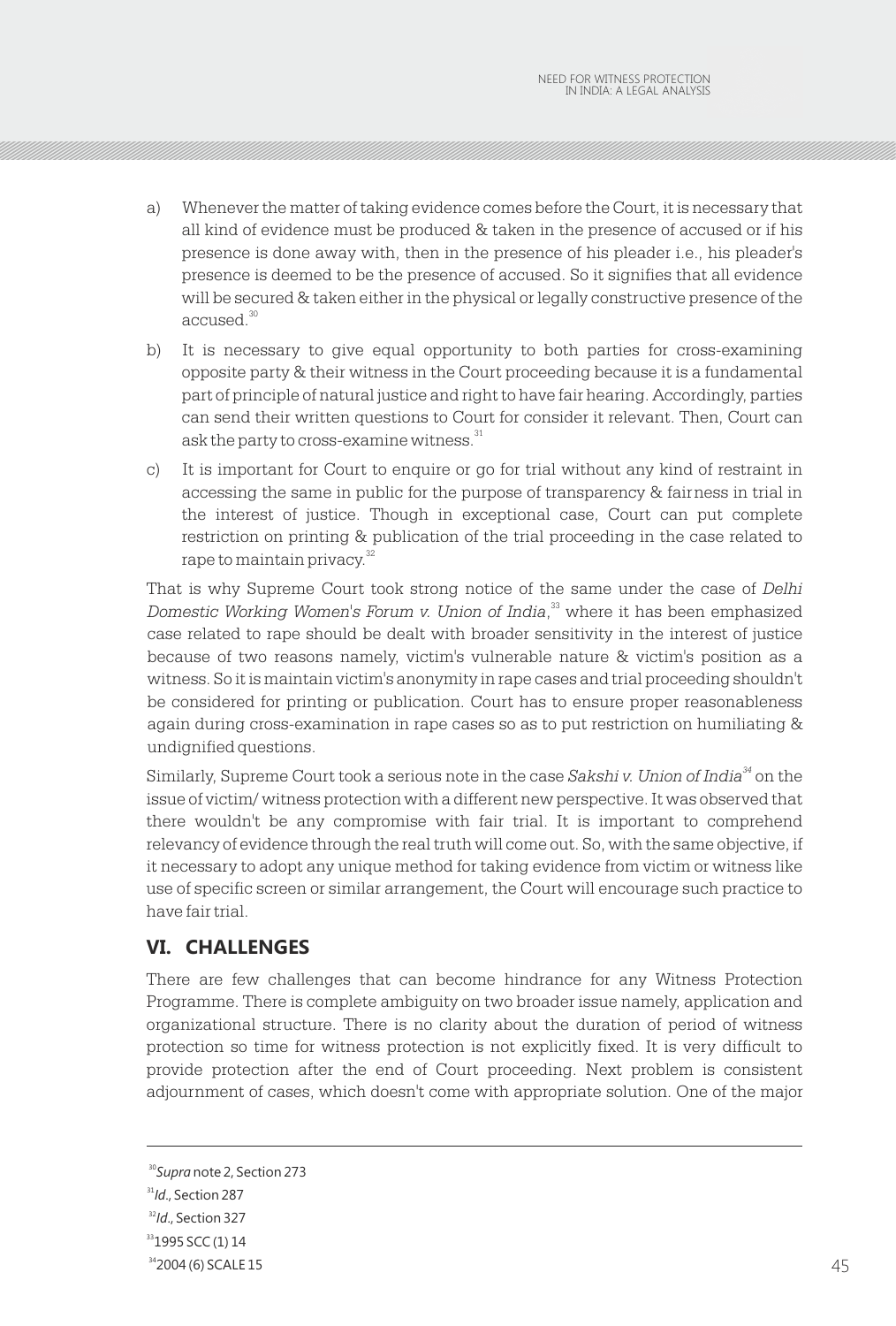a) Whenever the matter of taking evidence comes before the Court, it is necessary that all kind of evidence must be produced & taken in the presence of accused or if his presence is done away with, then in the presence of his pleader i.e., his pleader's presence is deemed to be the presence of accused. So it signifies that all evidence will be secured & taken either in the physical or legally constructive presence of the accused.[30]

b) It is necessary to give equal opportunity to both parties for cross-examining opposite party & their witness in the Court proceeding because it is a fundamental part of principle of natural justice and right to have fair hearing. Accordingly, parties can send their written questions to Court for consider it relevant. Then, Court can ask the party to cross-examine witness.[31]

c) It is important for Court to enquire or go for trial without any kind of restraint in accessing the same in public for the purpose of transparency & fairness in trial in the interest of justice. Though in exceptional case, Court can put complete restriction on printing & publication of the trial proceeding in the case related to rape to maintain privacy.[32]

That is why Supreme Court took strong notice of the same under the case of *Delhi Domestic Working Women's Forum v. Union of India*,[33] where it has been emphasized case related to rape should be dealt with broader sensitivity in the interest of justice because of two reasons namely, victim's vulnerable nature & victim's position as a witness. So it is maintain victim's anonymity in rape cases and trial proceeding shouldn't be considered for printing or publication. Court has to ensure proper reasonableness again during cross-examination in rape cases so as to put restriction on humiliating & undignified questions.

Similarly, Supreme Court took a serious note in the case *Sakshi v. Union of India*[34] on the issue of victim/ witness protection with a different new perspective. It was observed that there wouldn't be any compromise with fair trial. It is important to comprehend relevancy of evidence through the real truth will come out. So, with the same objective, if it necessary to adopt any unique method for taking evidence from victim or witness like use of specific screen or similar arrangement, the Court will encourage such practice to have fair trial.

## VI. CHALLENGES

There are few challenges that can become hindrance for any Witness Protection Programme. There is complete ambiguity on two broader issue namely, application and organizational structure. There is no clarity about the duration of period of witness protection so time for witness protection is not explicitly fixed. It is very difficult to provide protection after the end of Court proceeding. Next problem is consistent adjournment of cases, which doesn't come with appropriate solution. One of the major

---

[30] *Supra* note 2, Section 273

[31] *Id.*, Section 287

[32] *Id.*, Section 327

[33] 1995 SCC (1) 14

[34] 2004 (6) SCALE 15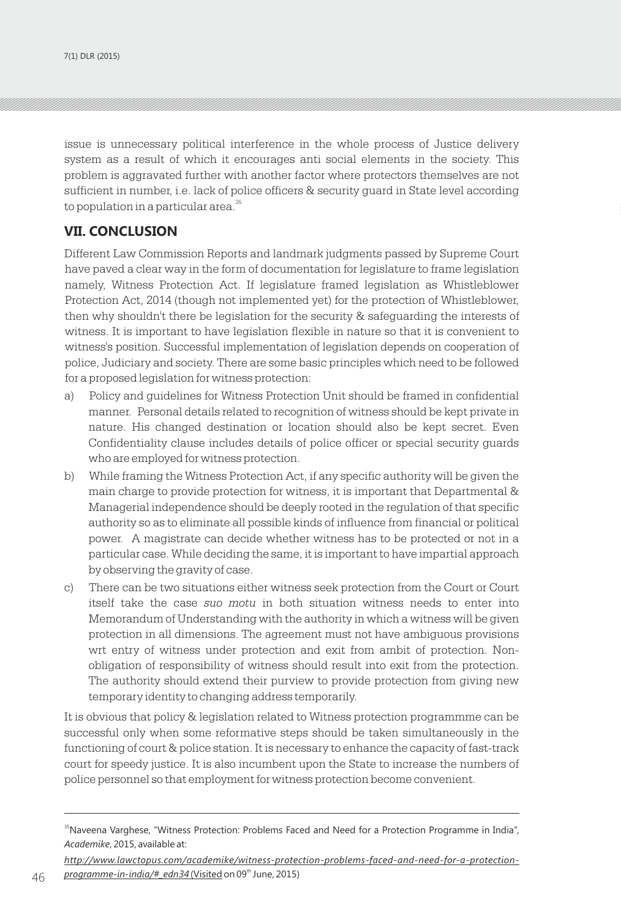issue is unnecessary political interference in the whole process of Justice delivery system as a result of which it encourages anti social elements in the society. This problem is aggravated further with another factor where protectors themselves are not sufficient in number, i.e. lack of police officers & security guard in State level according to population in a particular area.[35]

## VII. CONCLUSION

Different Law Commission Reports and landmark judgments passed by Supreme Court have paved a clear way in the form of documentation for legislature to frame legislation namely, Witness Protection Act. If legislature framed legislation as Whistleblower Protection Act, 2014 (though not implemented yet) for the protection of Whistleblower, then why shouldn't there be legislation for the security & safeguarding the interests of witness. It is important to have legislation flexible in nature so that it is convenient to witness's position. Successful implementation of legislation depends on cooperation of police, Judiciary and society. There are some basic principles which need to be followed for a proposed legislation for witness protection:

a) Policy and guidelines for Witness Protection Unit should be framed in confidential manner. Personal details related to recognition of witness should be kept private in nature. His changed destination or location should also be kept secret. Even Confidentiality clause includes details of police officer or special security guards who are employed for witness protection.

b) While framing the Witness Protection Act, if any specific authority will be given the main charge to provide protection for witness, it is important that Departmental & Managerial independence should be deeply rooted in the regulation of that specific authority so as to eliminate all possible kinds of influence from financial or political power. A magistrate can decide whether witness has to be protected or not in a particular case. While deciding the same, it is important to have impartial approach by observing the gravity of case.

c) There can be two situations either witness seek protection from the Court or Court itself take the case *suo motu* in both situation witness needs to enter into Memorandum of Understanding with the authority in which a witness will be given protection in all dimensions. The agreement must not have ambiguous provisions wrt entry of witness under protection and exit from ambit of protection. Non-obligation of responsibility of witness should result into exit from the protection. The authority should extend their purview to provide protection from giving new temporary identity to changing address temporarily.

It is obvious that policy & legislation related to Witness protection programmme can be successful only when some reformative steps should be taken simultaneously in the functioning of court & police station. It is necessary to enhance the capacity of fast-track court for speedy justice. It is also incumbent upon the State to increase the numbers of police personnel so that employment for witness protection become convenient.

---

[35] Naveena Varghese, "Witness Protection: Problems Faced and Need for a Protection Programme in India", *Academike*, 2015, available at: *http://www.lawctopus.com/academike/witness-protection-problems-faced-and-need-for-a-protection-programme-in-india/#_edn34* (Visited on 09th June, 2015)